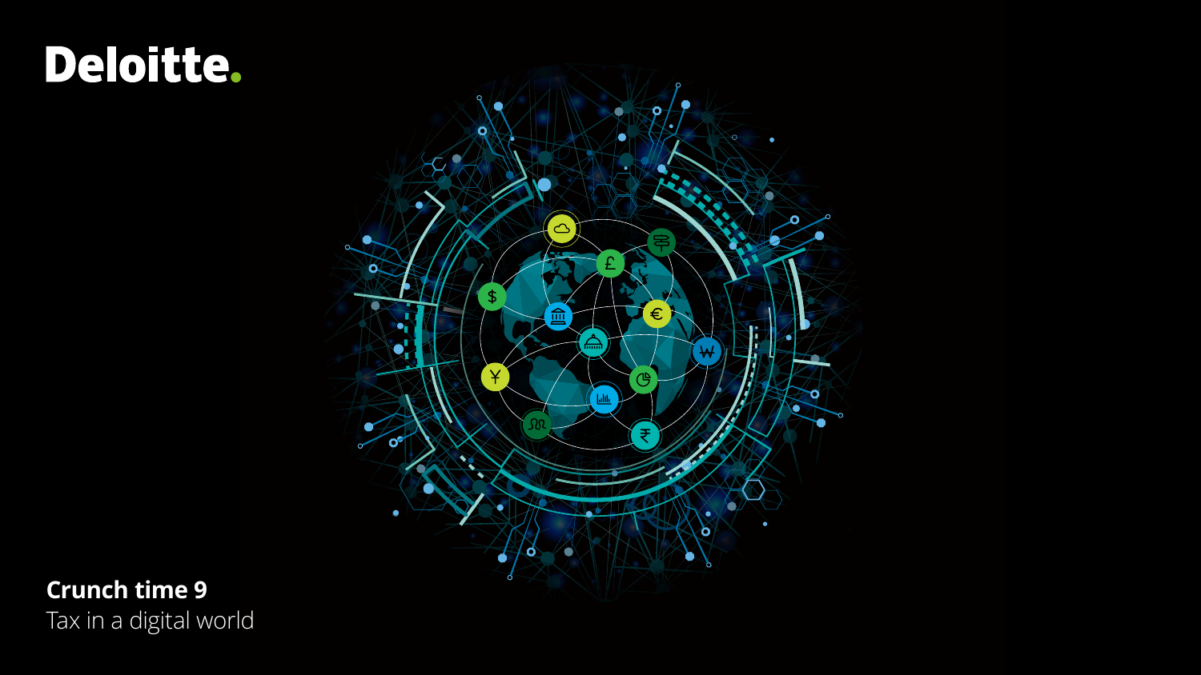Deloitte.

# Crunch time 9

Tax in a digital world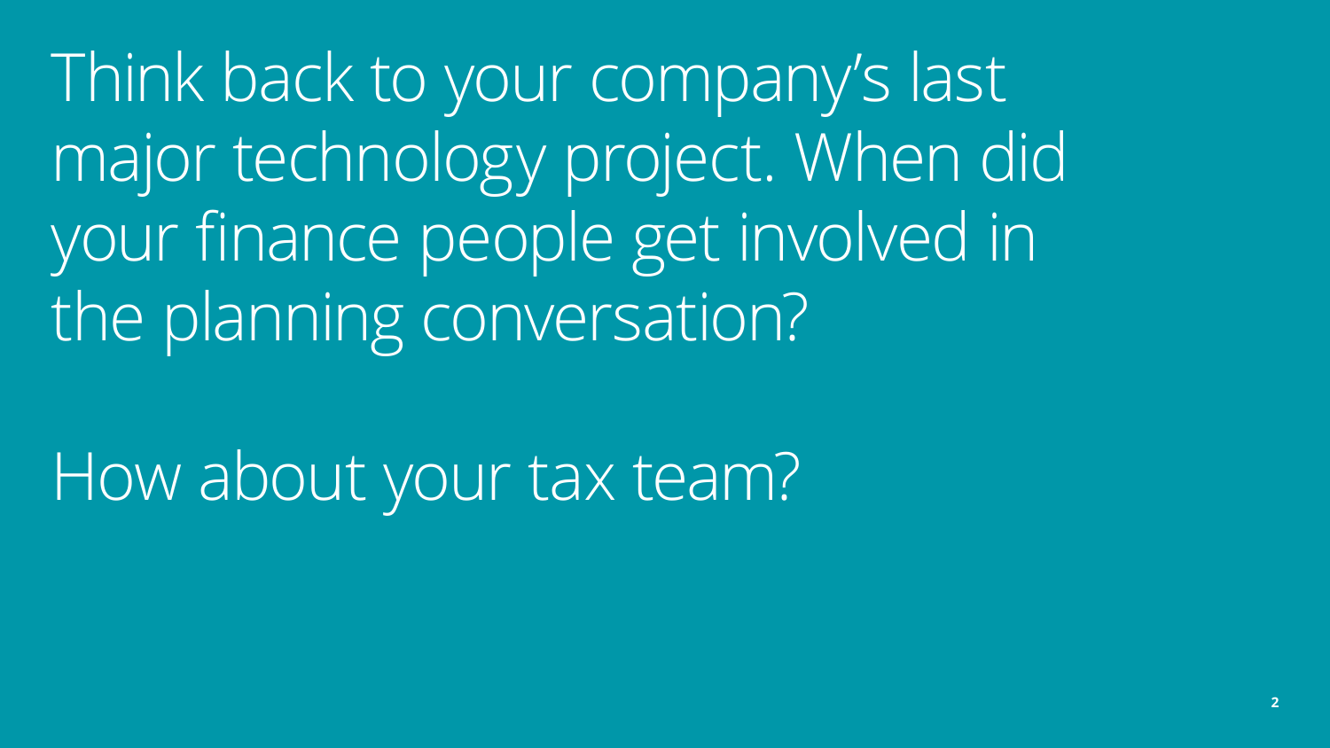Think back to your company's last major technology project. When did your finance people get involved in the planning conversation?

How about your tax team?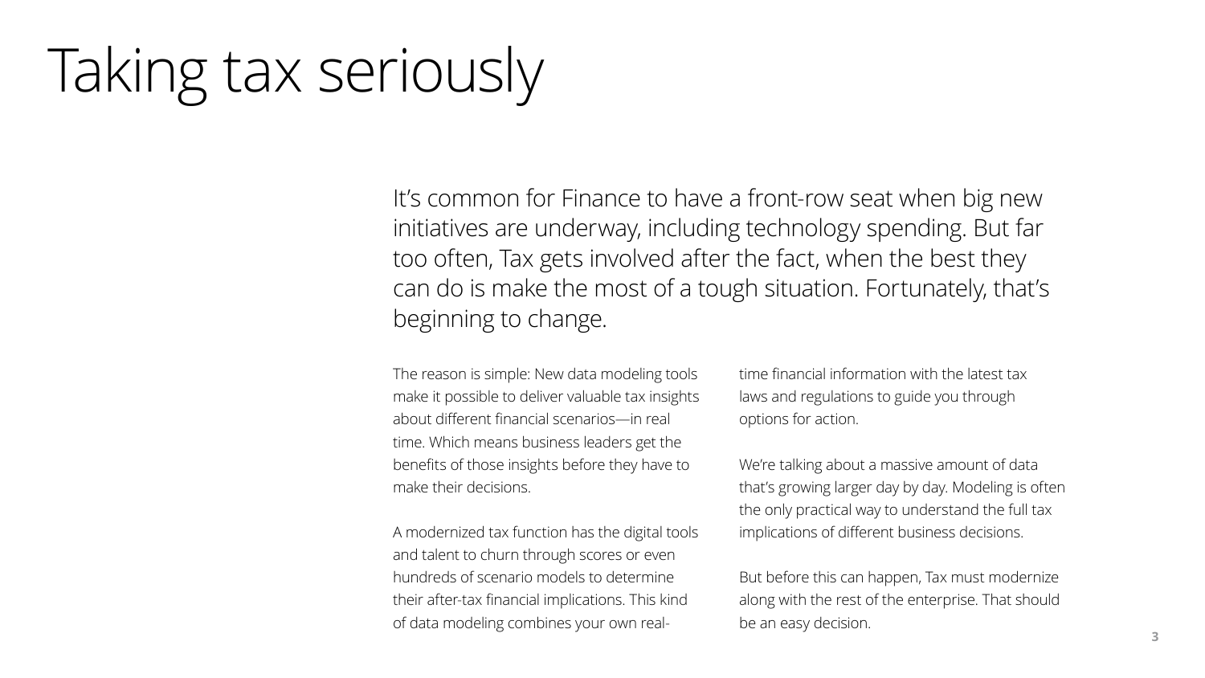# Taking tax seriously

It's common for Finance to have a front-row seat when big new initiatives are underway, including technology spending. But far too often, Tax gets involved after the fact, when the best they can do is make the most of a tough situation. Fortunately, that's beginning to change.

The reason is simple: New data modeling tools make it possible to deliver valuable tax insights about different financial scenarios—in real time. Which means business leaders get the benefits of those insights before they have to make their decisions.

A modernized tax function has the digital tools and talent to churn through scores or even hundreds of scenario models to determine their after-tax financial implications. This kind of data modeling combines your own real-time financial information with the latest tax laws and regulations to guide you through options for action.

We're talking about a massive amount of data that's growing larger day by day. Modeling is often the only practical way to understand the full tax implications of different business decisions.

But before this can happen, Tax must modernize along with the rest of the enterprise. That should be an easy decision.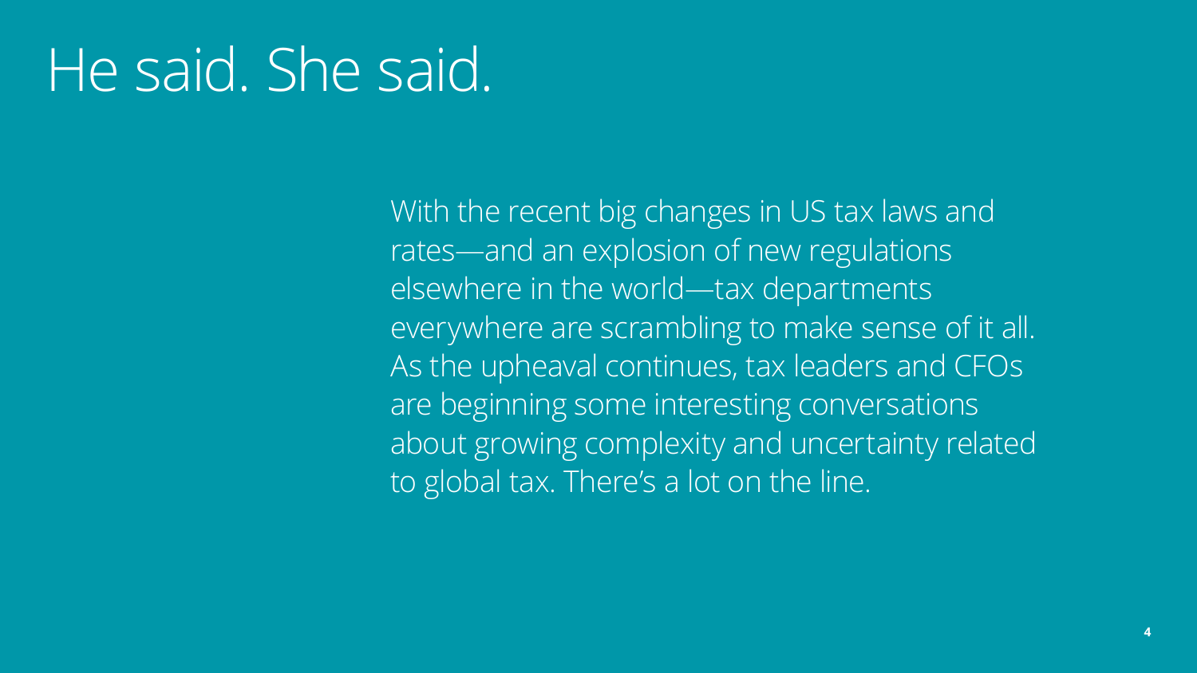# He said. She said.

With the recent big changes in US tax laws and rates—and an explosion of new regulations elsewhere in the world—tax departments everywhere are scrambling to make sense of it all. As the upheaval continues, tax leaders and CFOs are beginning some interesting conversations about growing complexity and uncertainty related to global tax. There's a lot on the line.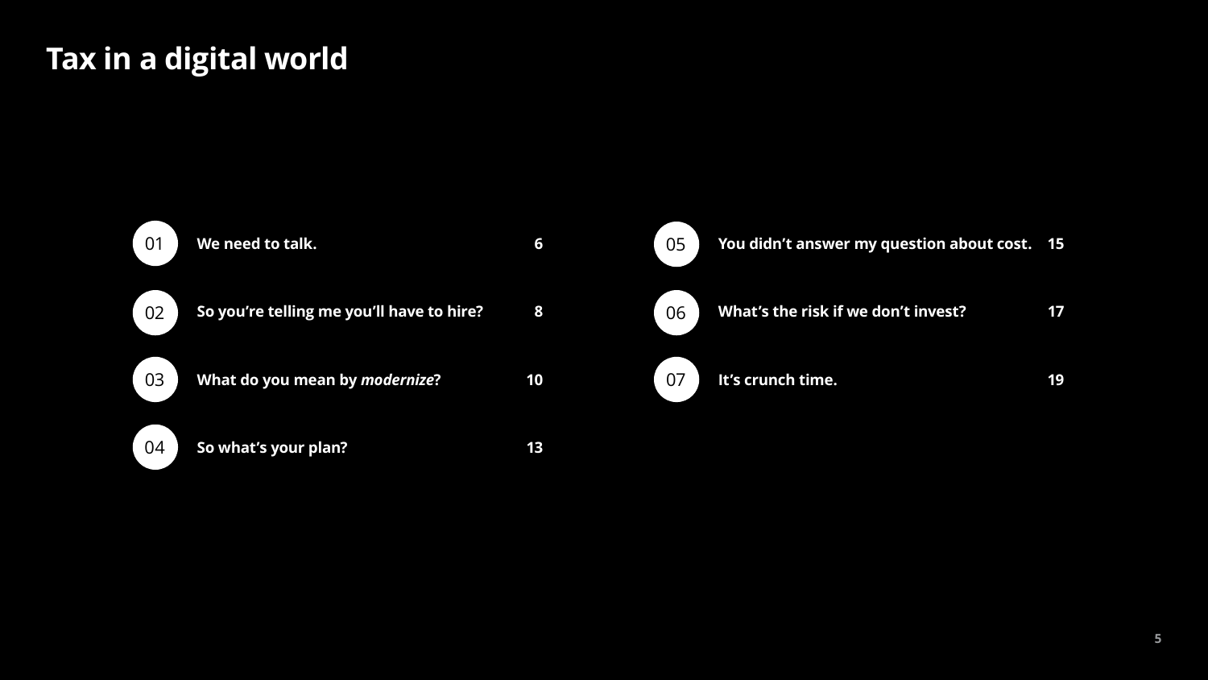# Tax in a digital world

| | | |
|---|---|---|
| 01 | **We need to talk.** | **6** |
| 02 | **So you're telling me you'll have to hire?** | **8** |
| 03 | **What do you mean by *modernize*?** | **10** |
| 04 | **So what's your plan?** | **13** |
| 05 | **You didn't answer my question about cost.** | **15** |
| 06 | **What's the risk if we don't invest?** | **17** |
| 07 | **It's crunch time.** | **19** |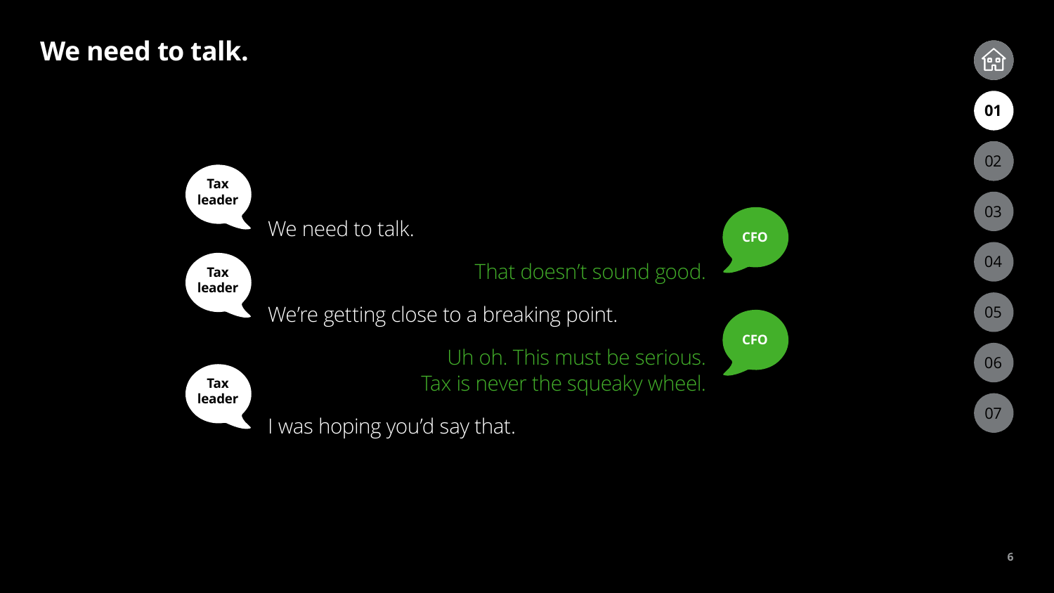# We need to talk.

**Tax leader**

We need to talk.

**CFO**

That doesn't sound good.

**Tax leader**

We're getting close to a breaking point.

**CFO**

Uh oh. This must be serious.
Tax is never the squeaky wheel.

**Tax leader**

I was hoping you'd say that.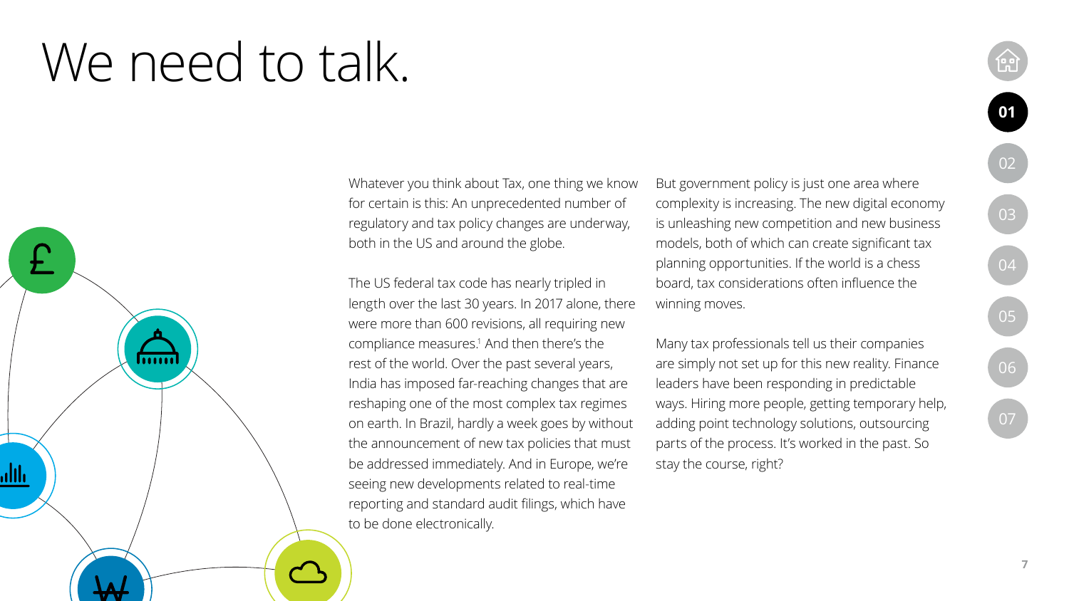# We need to talk.

Whatever you think about Tax, one thing we know for certain is this: An unprecedented number of regulatory and tax policy changes are underway, both in the US and around the globe.

The US federal tax code has nearly tripled in length over the last 30 years. In 2017 alone, there were more than 600 revisions, all requiring new compliance measures.[1] And then there's the rest of the world. Over the past several years, India has imposed far-reaching changes that are reshaping one of the most complex tax regimes on earth. In Brazil, hardly a week goes by without the announcement of new tax policies that must be addressed immediately. And in Europe, we're seeing new developments related to real-time reporting and standard audit filings, which have to be done electronically.

But government policy is just one area where complexity is increasing. The new digital economy is unleashing new competition and new business models, both of which can create significant tax planning opportunities. If the world is a chess board, tax considerations often influence the winning moves.

Many tax professionals tell us their companies are simply not set up for this new reality. Finance leaders have been responding in predictable ways. Hiring more people, getting temporary help, adding point technology solutions, outsourcing parts of the process. It's worked in the past. So stay the course, right?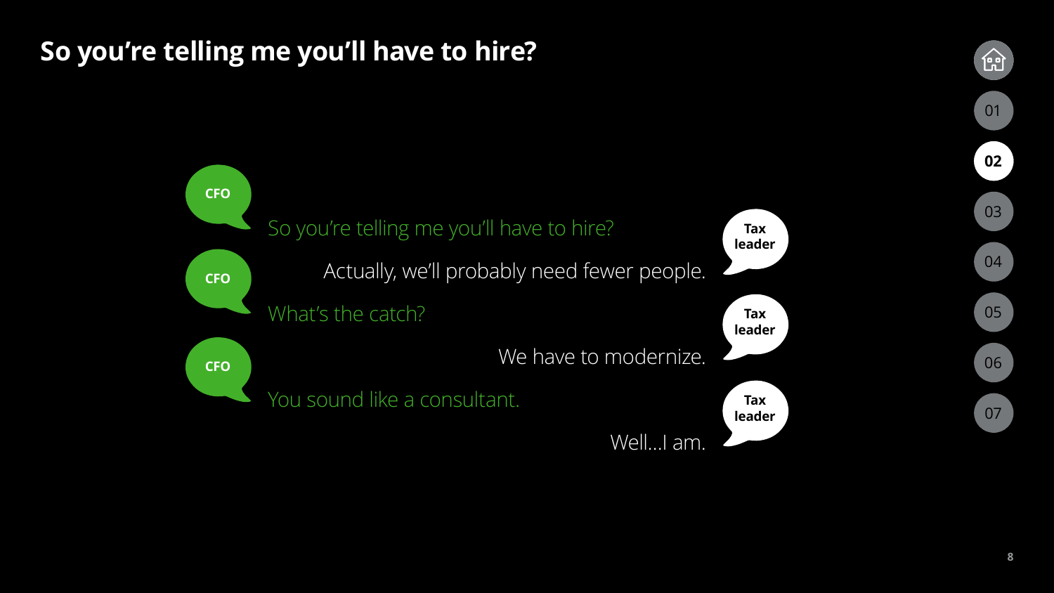# So you're telling me you'll have to hire?

**CFO:** So you're telling me you'll have to hire?

**Tax leader:** Actually, we'll probably need fewer people.

**CFO:** What's the catch?

**Tax leader:** We have to modernize.

**CFO:** You sound like a consultant.

**Tax leader:** Well...I am.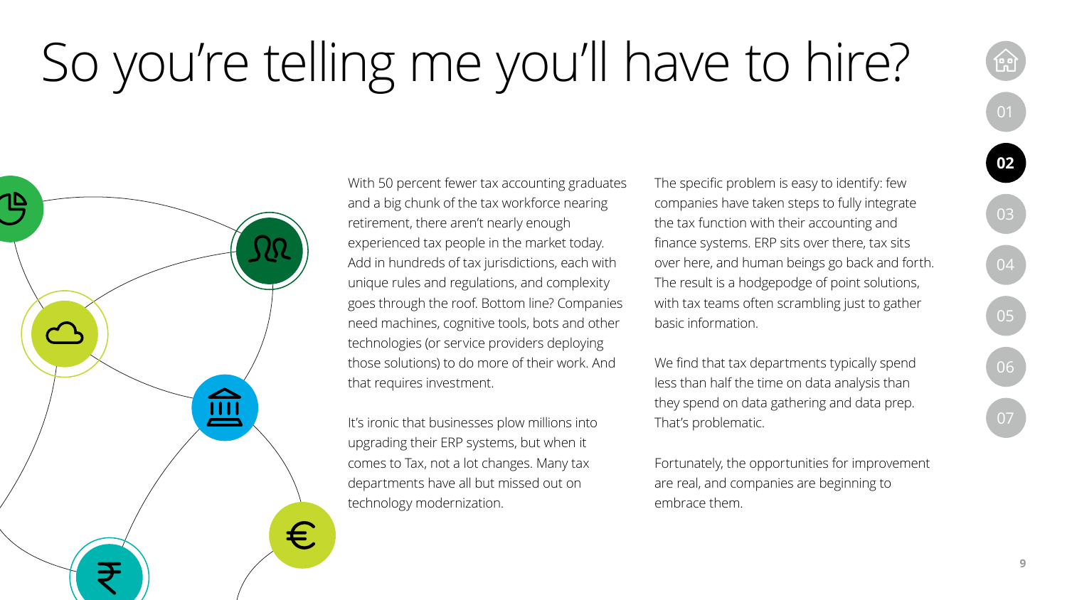# So you're telling me you'll have to hire?

With 50 percent fewer tax accounting graduates and a big chunk of the tax workforce nearing retirement, there aren't nearly enough experienced tax people in the market today. Add in hundreds of tax jurisdictions, each with unique rules and regulations, and complexity goes through the roof. Bottom line? Companies need machines, cognitive tools, bots and other technologies (or service providers deploying those solutions) to do more of their work. And that requires investment.

It's ironic that businesses plow millions into upgrading their ERP systems, but when it comes to Tax, not a lot changes. Many tax departments have all but missed out on technology modernization.

The specific problem is easy to identify: few companies have taken steps to fully integrate the tax function with their accounting and finance systems. ERP sits over there, tax sits over here, and human beings go back and forth. The result is a hodgepodge of point solutions, with tax teams often scrambling just to gather basic information.

We find that tax departments typically spend less than half the time on data analysis than they spend on data gathering and data prep. That's problematic.

Fortunately, the opportunities for improvement are real, and companies are beginning to embrace them.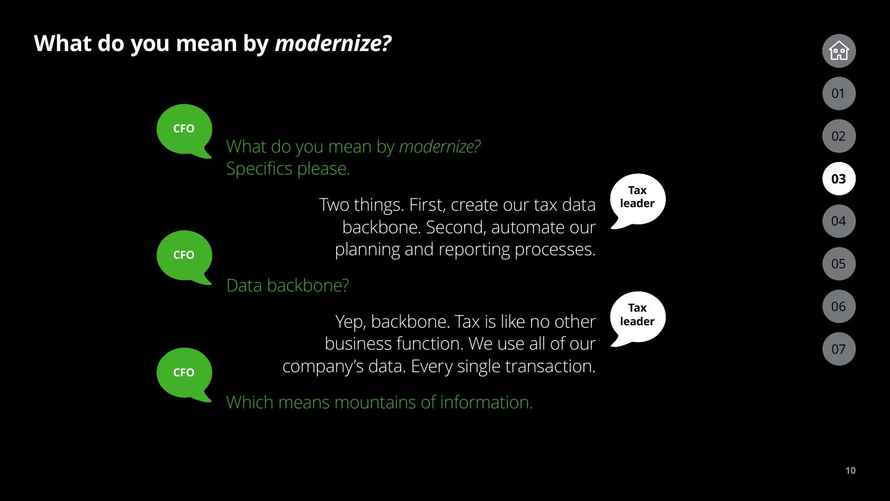# What do you mean by *modernize?*

**CFO:** What do you mean by *modernize?* Specifics please.

**Tax leader:** Two things. First, create our tax data backbone. Second, automate our planning and reporting processes.

**CFO:** Data backbone?

**Tax leader:** Yep, backbone. Tax is like no other business function. We use all of our company's data. Every single transaction.

**CFO:** Which means mountains of information.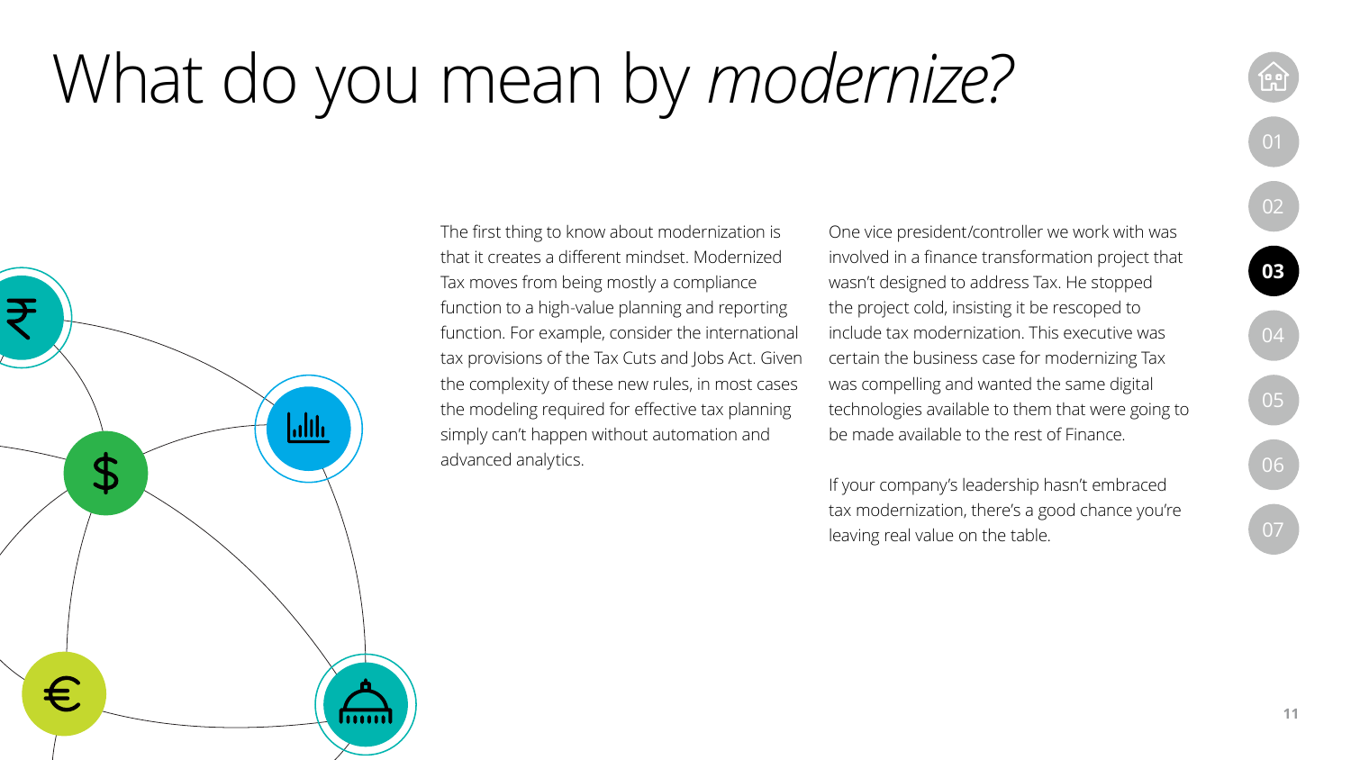# What do you mean by *modernize?*

The first thing to know about modernization is that it creates a different mindset. Modernized Tax moves from being mostly a compliance function to a high-value planning and reporting function. For example, consider the international tax provisions of the Tax Cuts and Jobs Act. Given the complexity of these new rules, in most cases the modeling required for effective tax planning simply can't happen without automation and advanced analytics.

One vice president/controller we work with was involved in a finance transformation project that wasn't designed to address Tax. He stopped the project cold, insisting it be rescoped to include tax modernization. This executive was certain the business case for modernizing Tax was compelling and wanted the same digital technologies available to them that were going to be made available to the rest of Finance.

If your company's leadership hasn't embraced tax modernization, there's a good chance you're leaving real value on the table.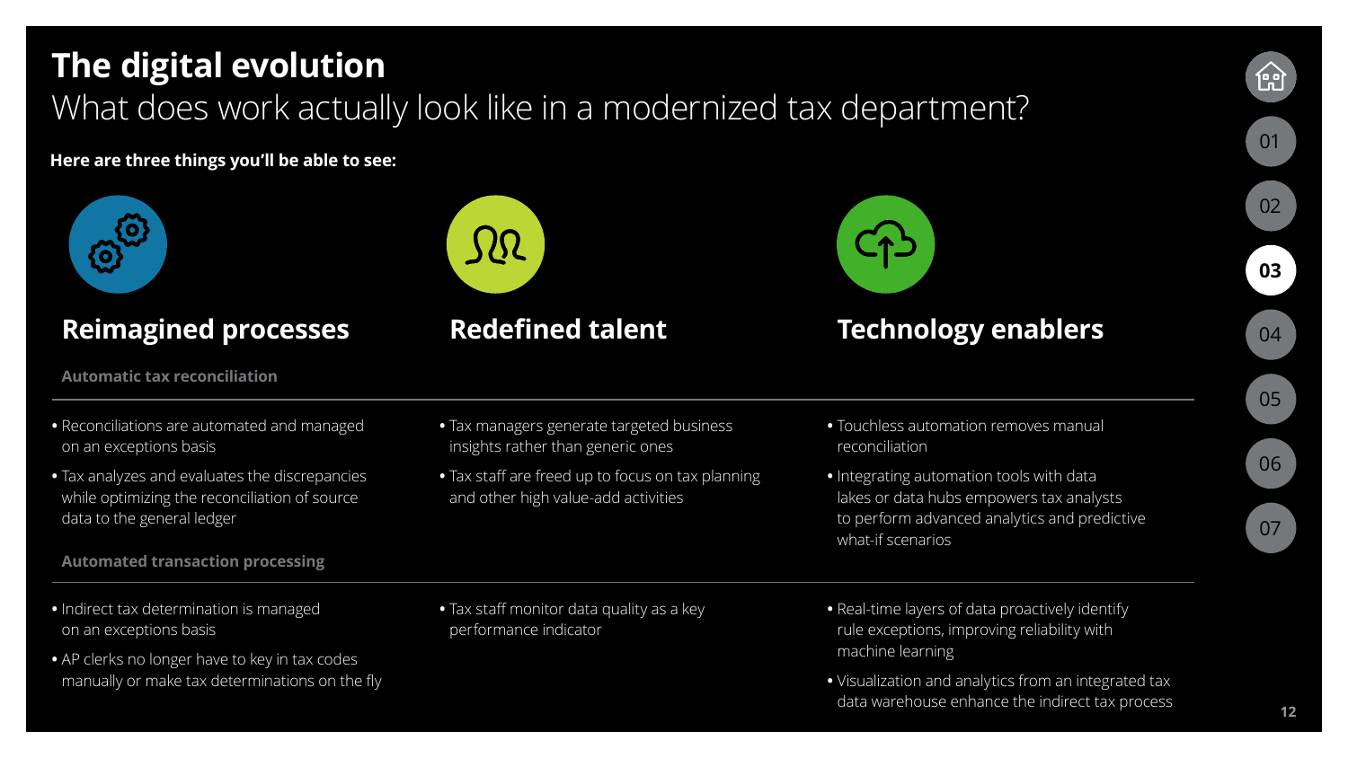# The digital evolution

## What does work actually look like in a modernized tax department?

**Here are three things you'll be able to see:**

| | Reimagined processes | Redefined talent | Technology enablers |
|---|---|---|---|
| **Automatic tax reconciliation** | • Reconciliations are automated and managed on an exceptions basis<br>• Tax analyzes and evaluates the discrepancies while optimizing the reconciliation of source data to the general ledger | • Tax managers generate targeted business insights rather than generic ones<br>• Tax staff are freed up to focus on tax planning and other high value-add activities | • Touchless automation removes manual reconciliation<br>• Integrating automation tools with data lakes or data hubs empowers tax analysts to perform advanced analytics and predictive what-if scenarios |
| **Automated transaction processing** | • Indirect tax determination is managed on an exceptions basis<br>• AP clerks no longer have to key in tax codes manually or make tax determinations on the fly | • Tax staff monitor data quality as a key performance indicator | • Real-time layers of data proactively identify rule exceptions, improving reliability with machine learning<br>• Visualization and analytics from an integrated tax data warehouse enhance the indirect tax process |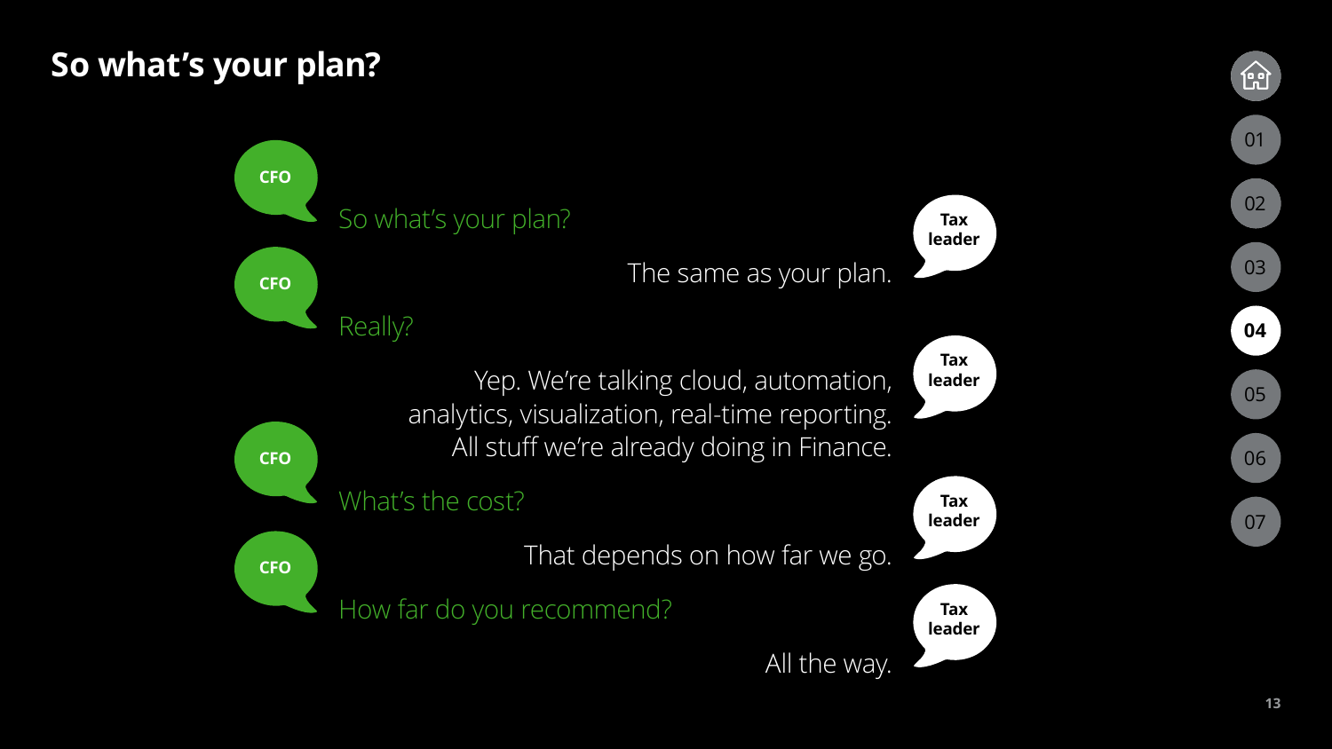# So what's your plan?

**CFO:** So what's your plan?

**Tax leader:** The same as your plan.

**CFO:** Really?

**Tax leader:** Yep. We're talking cloud, automation, analytics, visualization, real-time reporting. All stuff we're already doing in Finance.

**CFO:** What's the cost?

**Tax leader:** That depends on how far we go.

**CFO:** How far do you recommend?

**Tax leader:** All the way.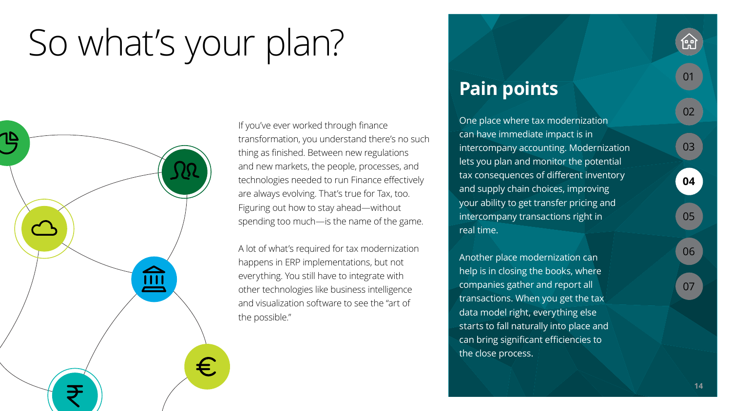# So what's your plan?

If you've ever worked through finance transformation, you understand there's no such thing as finished. Between new regulations and new markets, the people, processes, and technologies needed to run Finance effectively are always evolving. That's true for Tax, too. Figuring out how to stay ahead—without spending too much—is the name of the game.

A lot of what's required for tax modernization happens in ERP implementations, but not everything. You still have to integrate with other technologies like business intelligence and visualization software to see the "art of the possible."

## Pain points

One place where tax modernization can have immediate impact is in intercompany accounting. Modernization lets you plan and monitor the potential tax consequences of different inventory and supply chain choices, improving your ability to get transfer pricing and intercompany transactions right in real time.

Another place modernization can help is in closing the books, where companies gather and report all transactions. When you get the tax data model right, everything else starts to fall naturally into place and can bring significant efficiencies to the close process.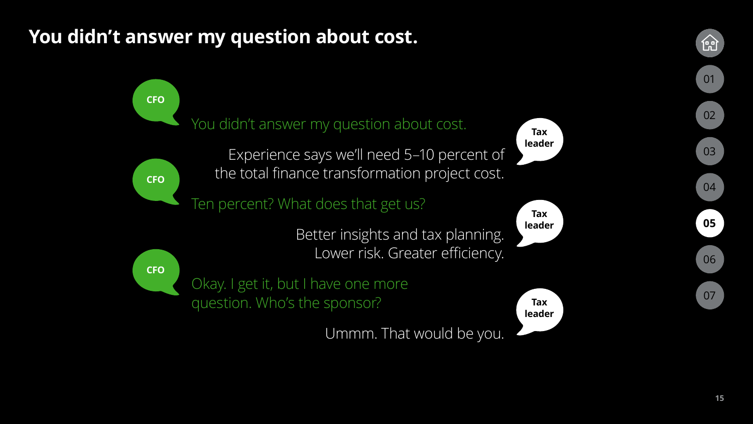# You didn't answer my question about cost.

**CFO:** You didn't answer my question about cost.

**Tax leader:** Experience says we'll need 5–10 percent of the total finance transformation project cost.

**CFO:** Ten percent? What does that get us?

**Tax leader:** Better insights and tax planning. Lower risk. Greater efficiency.

**CFO:** Okay. I get it, but I have one more question. Who's the sponsor?

**Tax leader:** Ummm. That would be you.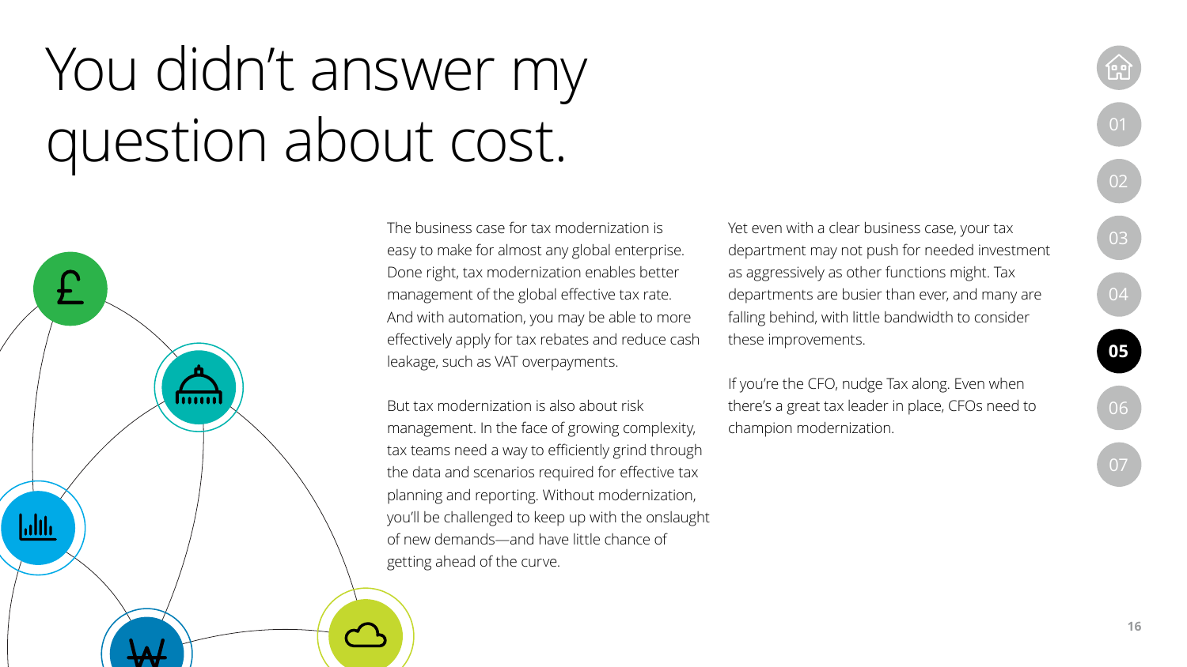# You didn't answer my question about cost.

The business case for tax modernization is easy to make for almost any global enterprise. Done right, tax modernization enables better management of the global effective tax rate. And with automation, you may be able to more effectively apply for tax rebates and reduce cash leakage, such as VAT overpayments.

But tax modernization is also about risk management. In the face of growing complexity, tax teams need a way to efficiently grind through the data and scenarios required for effective tax planning and reporting. Without modernization, you'll be challenged to keep up with the onslaught of new demands—and have little chance of getting ahead of the curve.

Yet even with a clear business case, your tax department may not push for needed investment as aggressively as other functions might. Tax departments are busier than ever, and many are falling behind, with little bandwidth to consider these improvements.

If you're the CFO, nudge Tax along. Even when there's a great tax leader in place, CFOs need to champion modernization.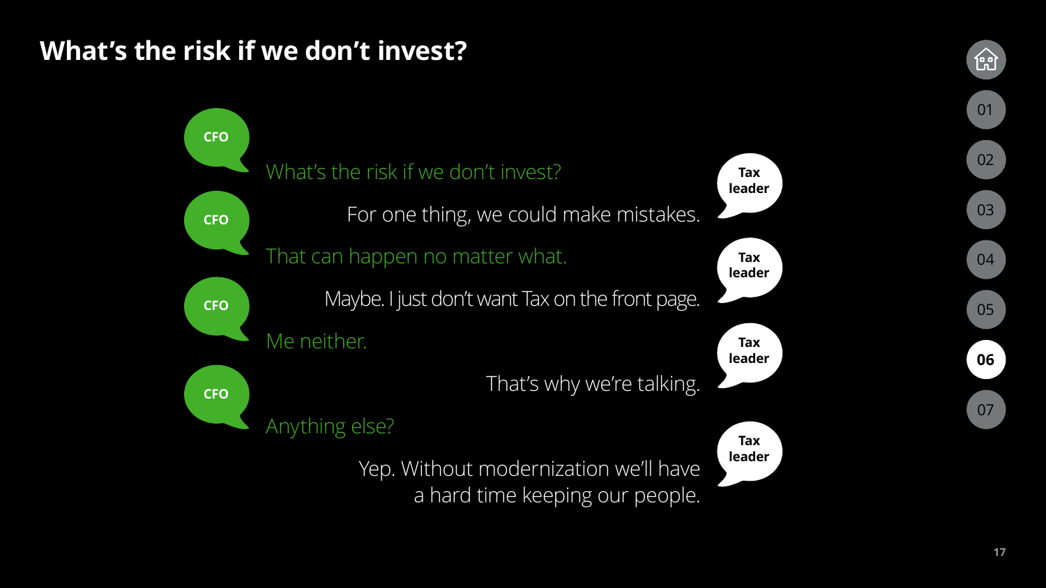# What's the risk if we don't invest?

**CFO:** What's the risk if we don't invest?

**Tax leader:** For one thing, we could make mistakes.

**CFO:** That can happen no matter what.

**Tax leader:** Maybe. I just don't want Tax on the front page.

**CFO:** Me neither.

**Tax leader:** That's why we're talking.

**CFO:** Anything else?

**Tax leader:** Yep. Without modernization we'll have a hard time keeping our people.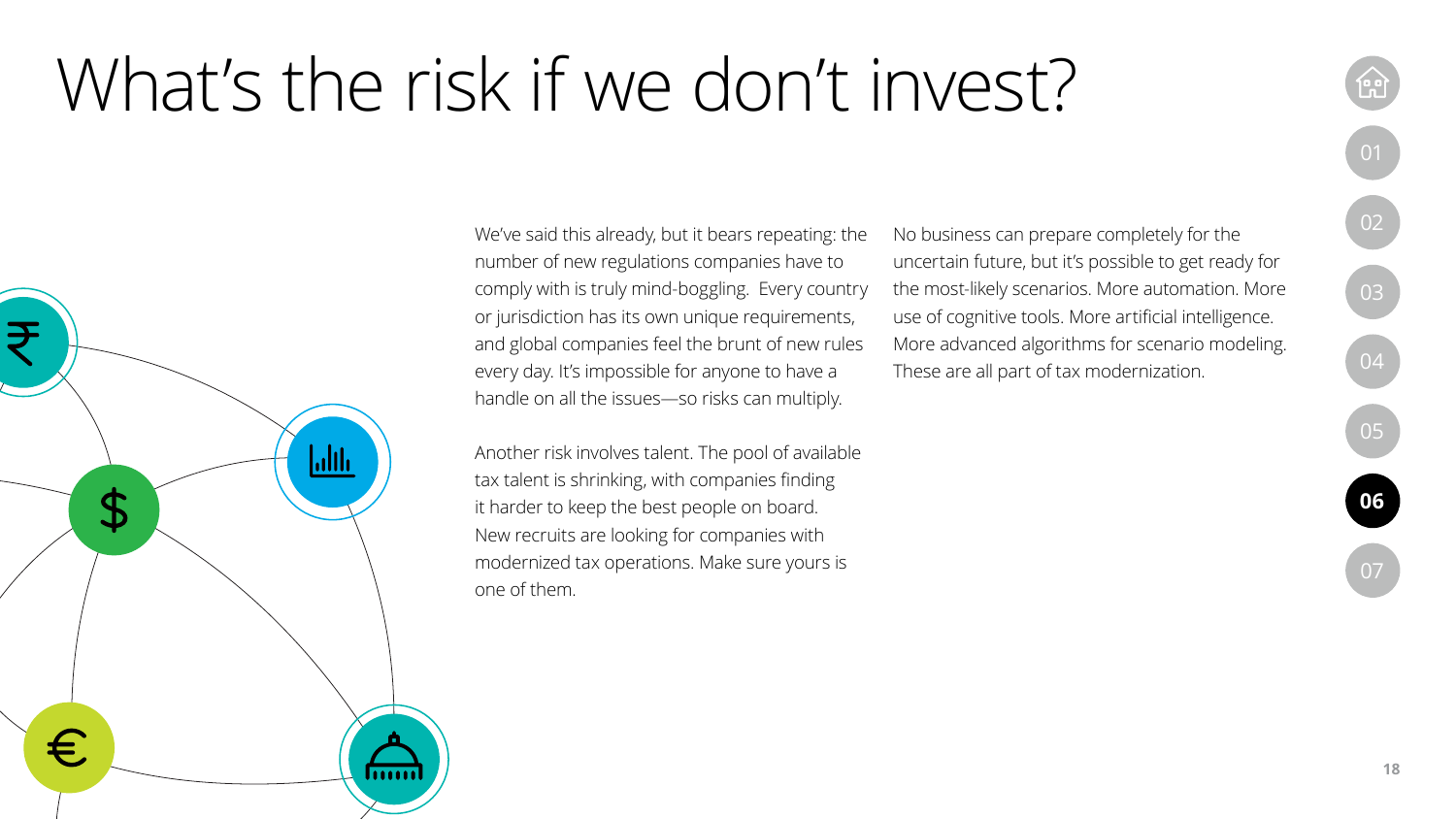# What's the risk if we don't invest?

We've said this already, but it bears repeating: the number of new regulations companies have to comply with is truly mind-boggling. Every country or jurisdiction has its own unique requirements, and global companies feel the brunt of new rules every day. It's impossible for anyone to have a handle on all the issues—so risks can multiply.

Another risk involves talent. The pool of available tax talent is shrinking, with companies finding it harder to keep the best people on board. New recruits are looking for companies with modernized tax operations. Make sure yours is one of them.

No business can prepare completely for the uncertain future, but it's possible to get ready for the most-likely scenarios. More automation. More use of cognitive tools. More artificial intelligence. More advanced algorithms for scenario modeling. These are all part of tax modernization.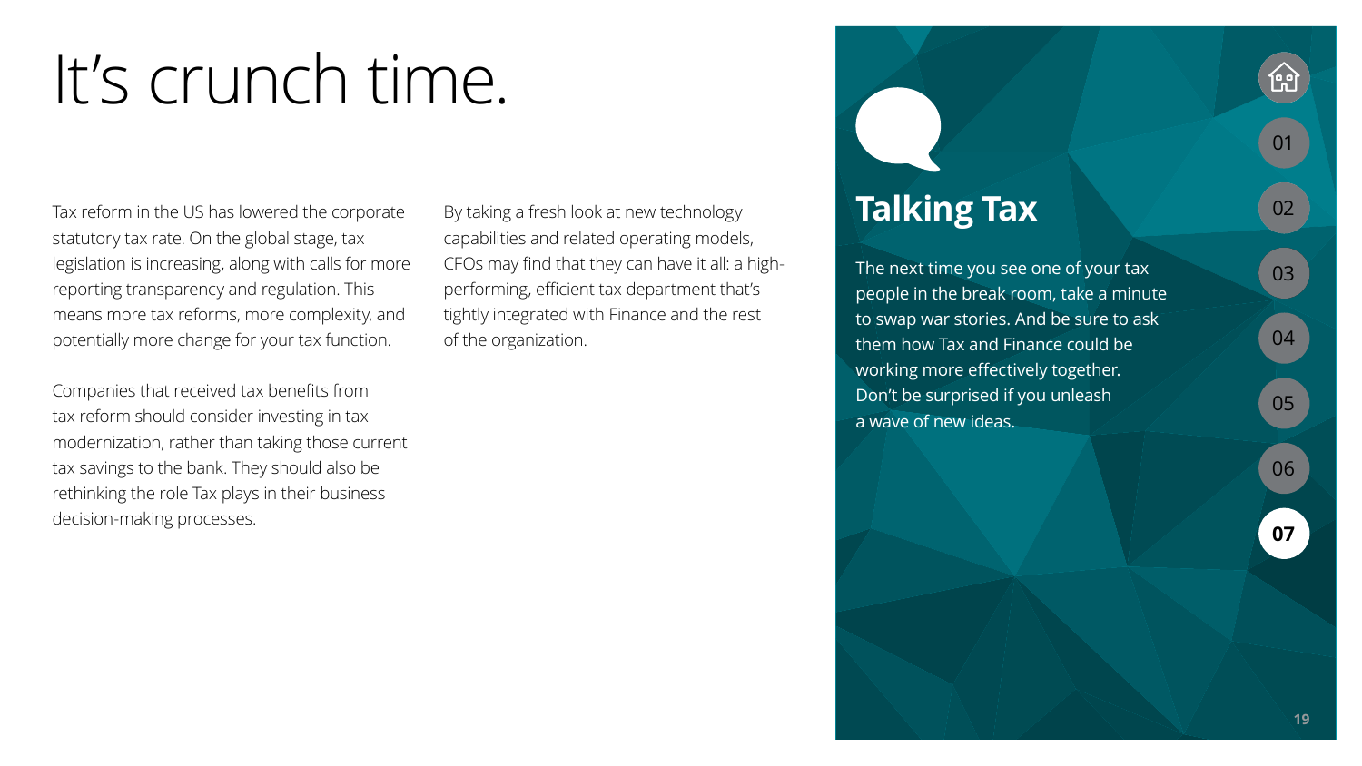# It's crunch time.

Tax reform in the US has lowered the corporate statutory tax rate. On the global stage, tax legislation is increasing, along with calls for more reporting transparency and regulation. This means more tax reforms, more complexity, and potentially more change for your tax function.

Companies that received tax benefits from tax reform should consider investing in tax modernization, rather than taking those current tax savings to the bank. They should also be rethinking the role Tax plays in their business decision-making processes.

By taking a fresh look at new technology capabilities and related operating models, CFOs may find that they can have it all: a high-performing, efficient tax department that's tightly integrated with Finance and the rest of the organization.

## Talking Tax

The next time you see one of your tax people in the break room, take a minute to swap war stories. And be sure to ask them how Tax and Finance could be working more effectively together. Don't be surprised if you unleash a wave of new ideas.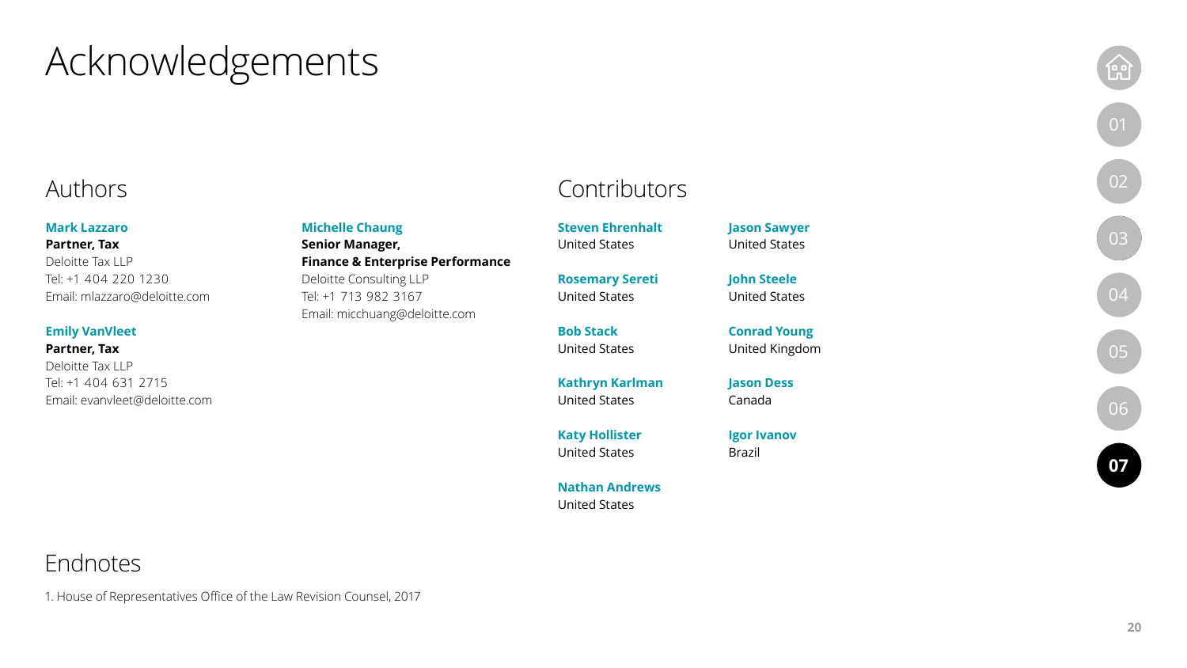# Acknowledgements

## Authors

**Mark Lazzaro**
**Partner, Tax**
Deloitte Tax LLP
Tel: +1 404 220 1230
Email: mlazzaro@deloitte.com

**Emily VanVleet**
**Partner, Tax**
Deloitte Tax LLP
Tel: +1 404 631 2715
Email: evanvleet@deloitte.com

**Michelle Chaung**
**Senior Manager,**
**Finance & Enterprise Performance**
Deloitte Consulting LLP
Tel: +1 713 982 3167
Email: micchuang@deloitte.com

## Contributors

**Steven Ehrenhalt**
United States

**Rosemary Sereti**
United States

**Bob Stack**
United States

**Kathryn Karlman**
United States

**Katy Hollister**
United States

**Nathan Andrews**
United States

**Jason Sawyer**
United States

**John Steele**
United States

**Conrad Young**
United Kingdom

**Jason Dess**
Canada

**Igor Ivanov**
Brazil

## Endnotes

1. House of Representatives Office of the Law Revision Counsel, 2017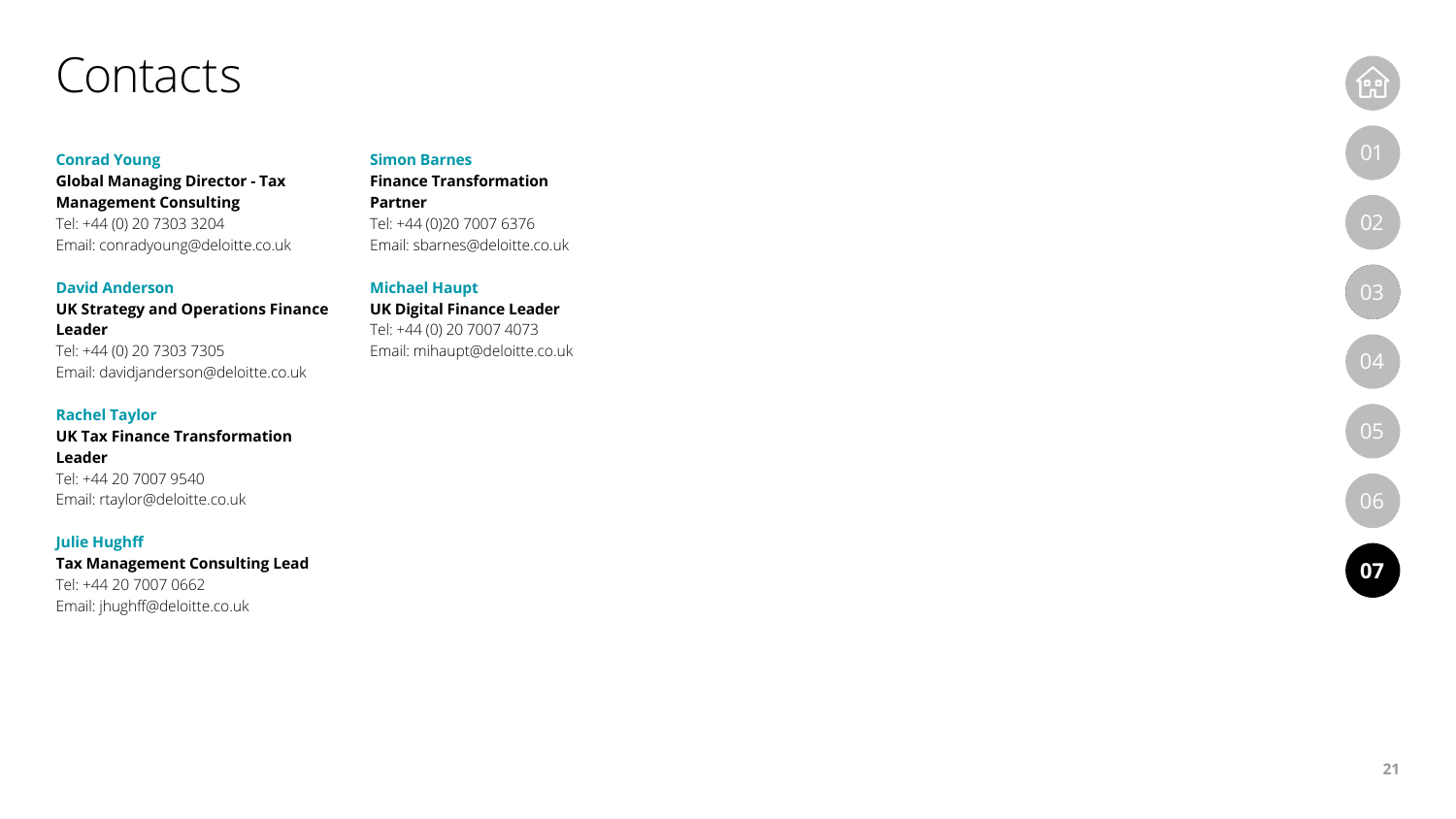# Contacts

**Conrad Young**
**Global Managing Director - Tax Management Consulting**
Tel: +44 (0) 20 7303 3204
Email: conradyoung@deloitte.co.uk

**David Anderson**
**UK Strategy and Operations Finance Leader**
Tel: +44 (0) 20 7303 7305
Email: davidjanderson@deloitte.co.uk

**Rachel Taylor**
**UK Tax Finance Transformation Leader**
Tel: +44 20 7007 9540
Email: rtaylor@deloitte.co.uk

**Julie Hughff**
**Tax Management Consulting Lead**
Tel: +44 20 7007 0662
Email: jhughff@deloitte.co.uk

**Simon Barnes**
**Finance Transformation Partner**
Tel: +44 (0)20 7007 6376
Email: sbarnes@deloitte.co.uk

**Michael Haupt**
**UK Digital Finance Leader**
Tel: +44 (0) 20 7007 4073
Email: mihaupt@deloitte.co.uk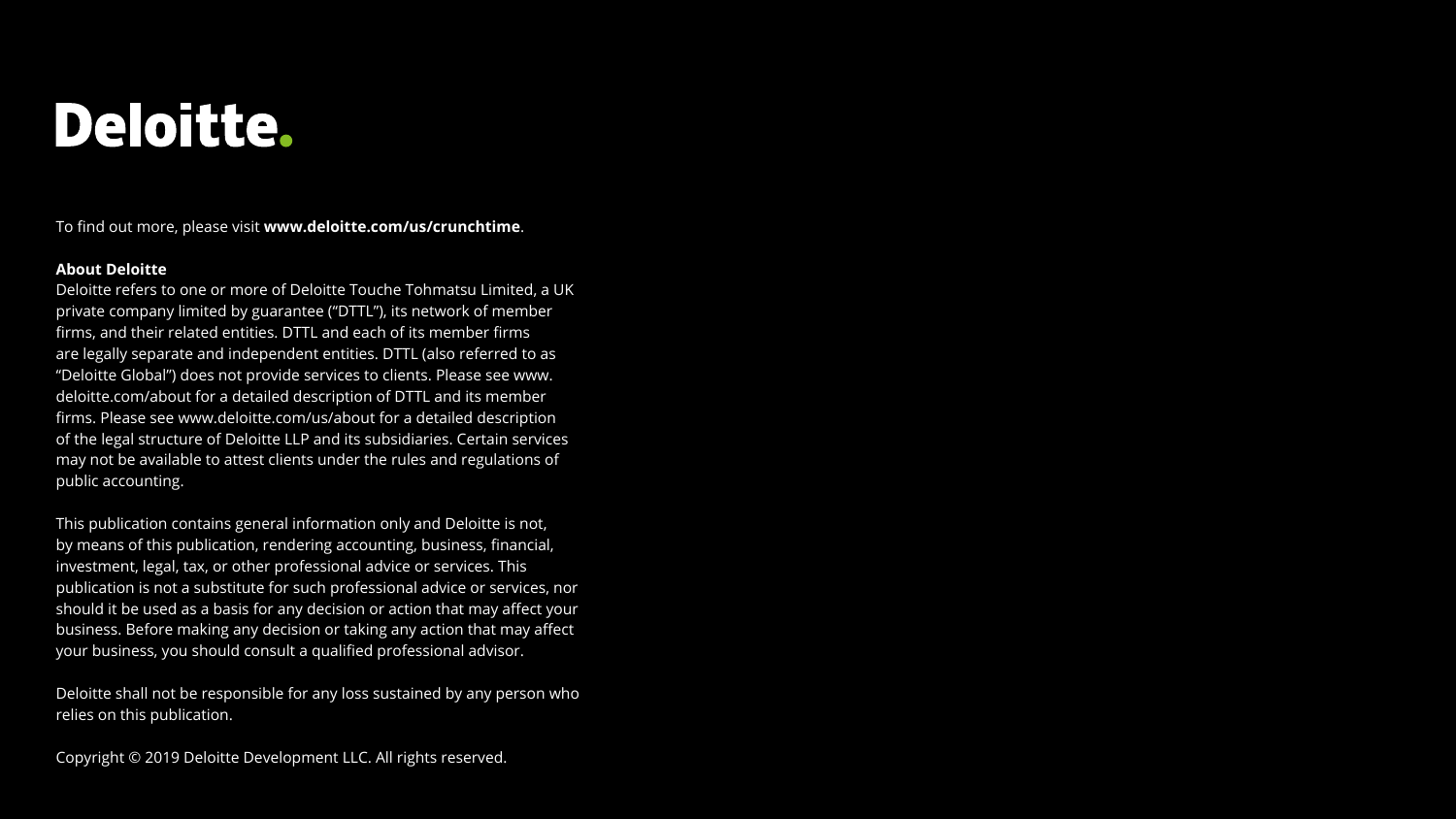# Deloitte.

To find out more, please visit **www.deloitte.com/us/crunchtime**.

**About Deloitte**

Deloitte refers to one or more of Deloitte Touche Tohmatsu Limited, a UK private company limited by guarantee ("DTTL"), its network of member firms, and their related entities. DTTL and each of its member firms are legally separate and independent entities. DTTL (also referred to as "Deloitte Global") does not provide services to clients. Please see www.deloitte.com/about for a detailed description of DTTL and its member firms. Please see www.deloitte.com/us/about for a detailed description of the legal structure of Deloitte LLP and its subsidiaries. Certain services may not be available to attest clients under the rules and regulations of public accounting.

This publication contains general information only and Deloitte is not, by means of this publication, rendering accounting, business, financial, investment, legal, tax, or other professional advice or services. This publication is not a substitute for such professional advice or services, nor should it be used as a basis for any decision or action that may affect your business. Before making any decision or taking any action that may affect your business, you should consult a qualified professional advisor.

Deloitte shall not be responsible for any loss sustained by any person who relies on this publication.

Copyright © 2019 Deloitte Development LLC. All rights reserved.